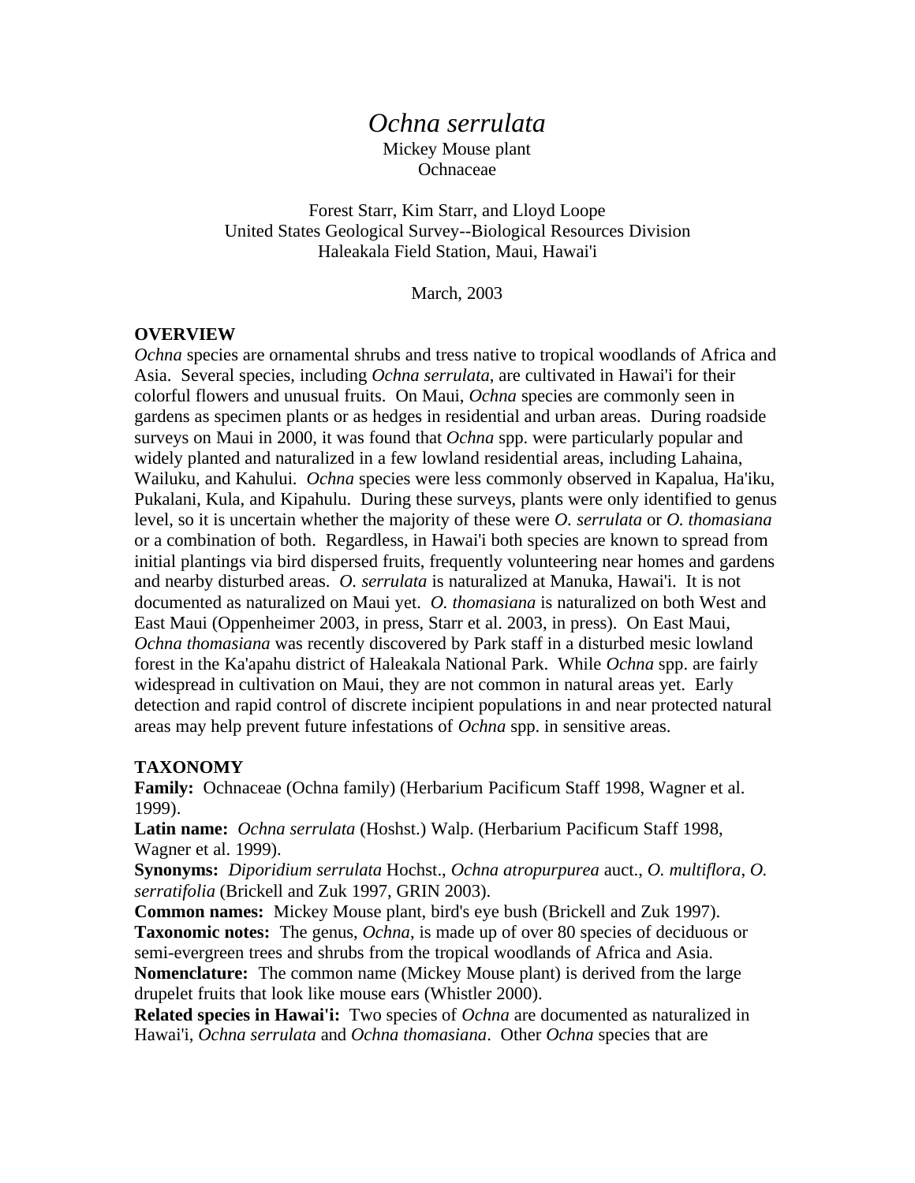# *Ochna serrulata*

Mickey Mouse plant
Ochnaceae

Forest Starr, Kim Starr, and Lloyd Loope
United States Geological Survey--Biological Resources Division
Haleakala Field Station, Maui, Hawai'i

March, 2003

## OVERVIEW

*Ochna* species are ornamental shrubs and tress native to tropical woodlands of Africa and Asia. Several species, including *Ochna serrulata*, are cultivated in Hawai'i for their colorful flowers and unusual fruits. On Maui, *Ochna* species are commonly seen in gardens as specimen plants or as hedges in residential and urban areas. During roadside surveys on Maui in 2000, it was found that *Ochna* spp. were particularly popular and widely planted and naturalized in a few lowland residential areas, including Lahaina, Wailuku, and Kahului. *Ochna* species were less commonly observed in Kapalua, Ha'iku, Pukalani, Kula, and Kipahulu. During these surveys, plants were only identified to genus level, so it is uncertain whether the majority of these were *O. serrulata* or *O. thomasiana* or a combination of both. Regardless, in Hawai'i both species are known to spread from initial plantings via bird dispersed fruits, frequently volunteering near homes and gardens and nearby disturbed areas. *O. serrulata* is naturalized at Manuka, Hawai'i. It is not documented as naturalized on Maui yet. *O. thomasiana* is naturalized on both West and East Maui (Oppenheimer 2003, in press, Starr et al. 2003, in press). On East Maui, *Ochna thomasiana* was recently discovered by Park staff in a disturbed mesic lowland forest in the Ka'apahu district of Haleakala National Park. While *Ochna* spp. are fairly widespread in cultivation on Maui, they are not common in natural areas yet. Early detection and rapid control of discrete incipient populations in and near protected natural areas may help prevent future infestations of *Ochna* spp. in sensitive areas.

## TAXONOMY

**Family:** Ochnaceae (Ochna family) (Herbarium Pacificum Staff 1998, Wagner et al. 1999).

**Latin name:** *Ochna serrulata* (Hoshst.) Walp. (Herbarium Pacificum Staff 1998, Wagner et al. 1999).

**Synonyms:** *Diporidium serrulata* Hochst., *Ochna atropurpurea* auct., *O. multiflora*, *O. serratifolia* (Brickell and Zuk 1997, GRIN 2003).

**Common names:** Mickey Mouse plant, bird's eye bush (Brickell and Zuk 1997).

**Taxonomic notes:** The genus, *Ochna*, is made up of over 80 species of deciduous or semi-evergreen trees and shrubs from the tropical woodlands of Africa and Asia.

**Nomenclature:** The common name (Mickey Mouse plant) is derived from the large drupelet fruits that look like mouse ears (Whistler 2000).

**Related species in Hawai'i:** Two species of *Ochna* are documented as naturalized in Hawai'i, *Ochna serrulata* and *Ochna thomasiana*. Other *Ochna* species that are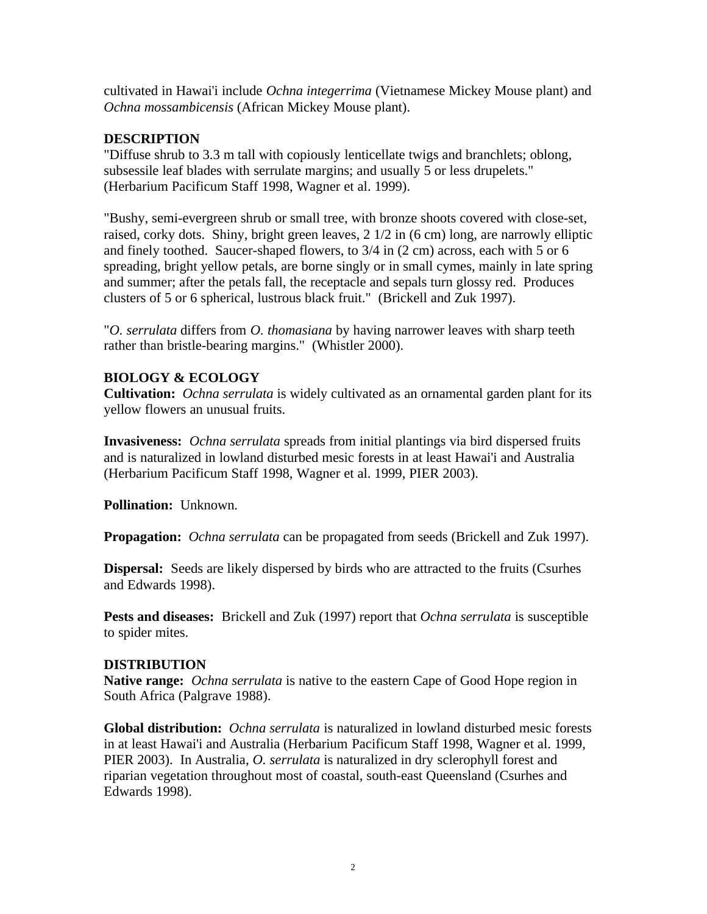cultivated in Hawai'i include *Ochna integerrima* (Vietnamese Mickey Mouse plant) and *Ochna mossambicensis* (African Mickey Mouse plant).

## DESCRIPTION

"Diffuse shrub to 3.3 m tall with copiously lenticellate twigs and branchlets; oblong, subsessile leaf blades with serrulate margins; and usually 5 or less drupelets." (Herbarium Pacificum Staff 1998, Wagner et al. 1999).

"Bushy, semi-evergreen shrub or small tree, with bronze shoots covered with close-set, raised, corky dots. Shiny, bright green leaves, 2 1/2 in (6 cm) long, are narrowly elliptic and finely toothed. Saucer-shaped flowers, to 3/4 in (2 cm) across, each with 5 or 6 spreading, bright yellow petals, are borne singly or in small cymes, mainly in late spring and summer; after the petals fall, the receptacle and sepals turn glossy red. Produces clusters of 5 or 6 spherical, lustrous black fruit." (Brickell and Zuk 1997).

"*O. serrulata* differs from *O. thomasiana* by having narrower leaves with sharp teeth rather than bristle-bearing margins." (Whistler 2000).

## BIOLOGY & ECOLOGY

**Cultivation:** *Ochna serrulata* is widely cultivated as an ornamental garden plant for its yellow flowers an unusual fruits.

**Invasiveness:** *Ochna serrulata* spreads from initial plantings via bird dispersed fruits and is naturalized in lowland disturbed mesic forests in at least Hawai'i and Australia (Herbarium Pacificum Staff 1998, Wagner et al. 1999, PIER 2003).

**Pollination:** Unknown.

**Propagation:** *Ochna serrulata* can be propagated from seeds (Brickell and Zuk 1997).

**Dispersal:** Seeds are likely dispersed by birds who are attracted to the fruits (Csurhes and Edwards 1998).

**Pests and diseases:** Brickell and Zuk (1997) report that *Ochna serrulata* is susceptible to spider mites.

## DISTRIBUTION

**Native range:** *Ochna serrulata* is native to the eastern Cape of Good Hope region in South Africa (Palgrave 1988).

**Global distribution:** *Ochna serrulata* is naturalized in lowland disturbed mesic forests in at least Hawai'i and Australia (Herbarium Pacificum Staff 1998, Wagner et al. 1999, PIER 2003). In Australia, *O. serrulata* is naturalized in dry sclerophyll forest and riparian vegetation throughout most of coastal, south-east Queensland (Csurhes and Edwards 1998).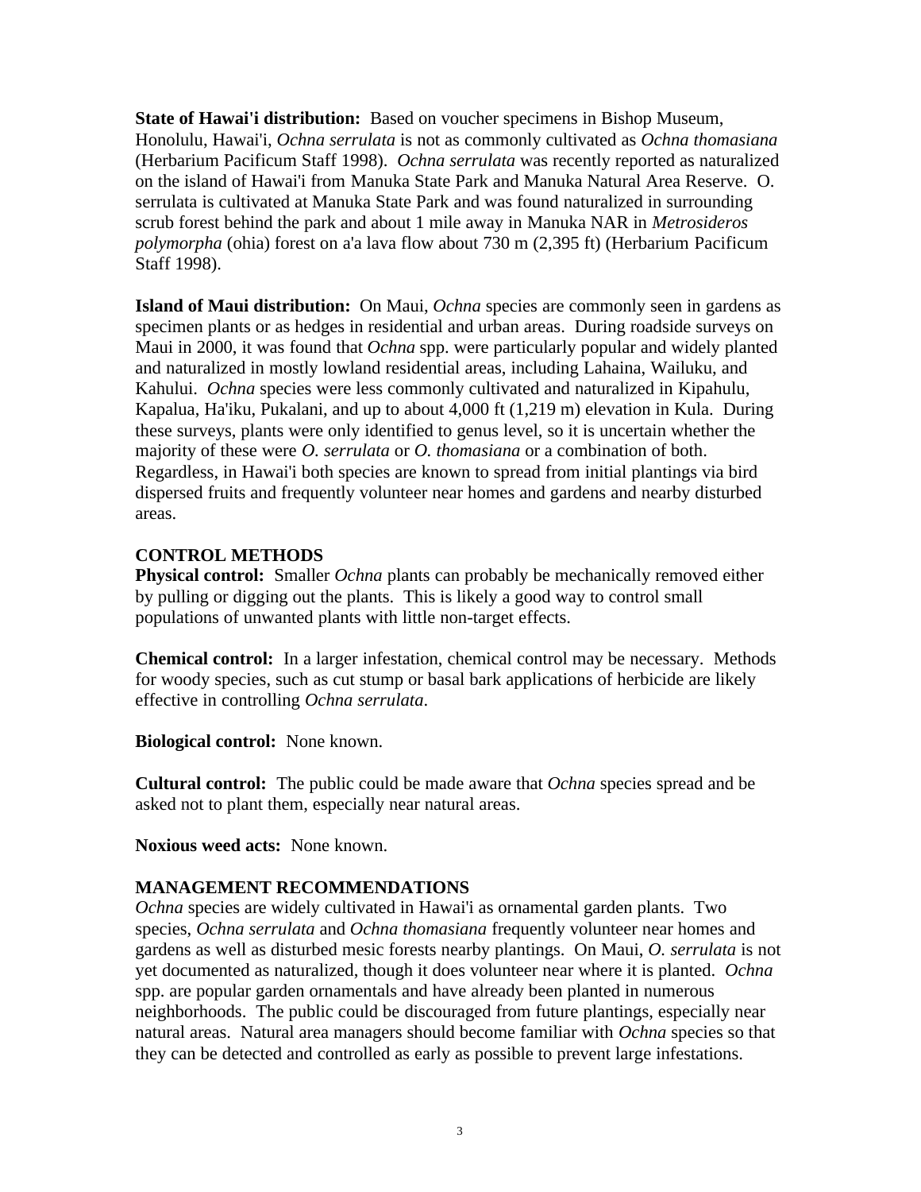**State of Hawai'i distribution:** Based on voucher specimens in Bishop Museum, Honolulu, Hawai'i, *Ochna serrulata* is not as commonly cultivated as *Ochna thomasiana* (Herbarium Pacificum Staff 1998). *Ochna serrulata* was recently reported as naturalized on the island of Hawai'i from Manuka State Park and Manuka Natural Area Reserve. O. serrulata is cultivated at Manuka State Park and was found naturalized in surrounding scrub forest behind the park and about 1 mile away in Manuka NAR in *Metrosideros polymorpha* (ohia) forest on a'a lava flow about 730 m (2,395 ft) (Herbarium Pacificum Staff 1998).

**Island of Maui distribution:** On Maui, *Ochna* species are commonly seen in gardens as specimen plants or as hedges in residential and urban areas. During roadside surveys on Maui in 2000, it was found that *Ochna* spp. were particularly popular and widely planted and naturalized in mostly lowland residential areas, including Lahaina, Wailuku, and Kahului. *Ochna* species were less commonly cultivated and naturalized in Kipahulu, Kapalua, Ha'iku, Pukalani, and up to about 4,000 ft (1,219 m) elevation in Kula. During these surveys, plants were only identified to genus level, so it is uncertain whether the majority of these were *O. serrulata* or *O. thomasiana* or a combination of both. Regardless, in Hawai'i both species are known to spread from initial plantings via bird dispersed fruits and frequently volunteer near homes and gardens and nearby disturbed areas.

## CONTROL METHODS

**Physical control:** Smaller *Ochna* plants can probably be mechanically removed either by pulling or digging out the plants. This is likely a good way to control small populations of unwanted plants with little non-target effects.

**Chemical control:** In a larger infestation, chemical control may be necessary. Methods for woody species, such as cut stump or basal bark applications of herbicide are likely effective in controlling *Ochna serrulata*.

**Biological control:** None known.

**Cultural control:** The public could be made aware that *Ochna* species spread and be asked not to plant them, especially near natural areas.

**Noxious weed acts:** None known.

## MANAGEMENT RECOMMENDATIONS

*Ochna* species are widely cultivated in Hawai'i as ornamental garden plants. Two species, *Ochna serrulata* and *Ochna thomasiana* frequently volunteer near homes and gardens as well as disturbed mesic forests nearby plantings. On Maui, *O. serrulata* is not yet documented as naturalized, though it does volunteer near where it is planted. *Ochna* spp. are popular garden ornamentals and have already been planted in numerous neighborhoods. The public could be discouraged from future plantings, especially near natural areas. Natural area managers should become familiar with *Ochna* species so that they can be detected and controlled as early as possible to prevent large infestations.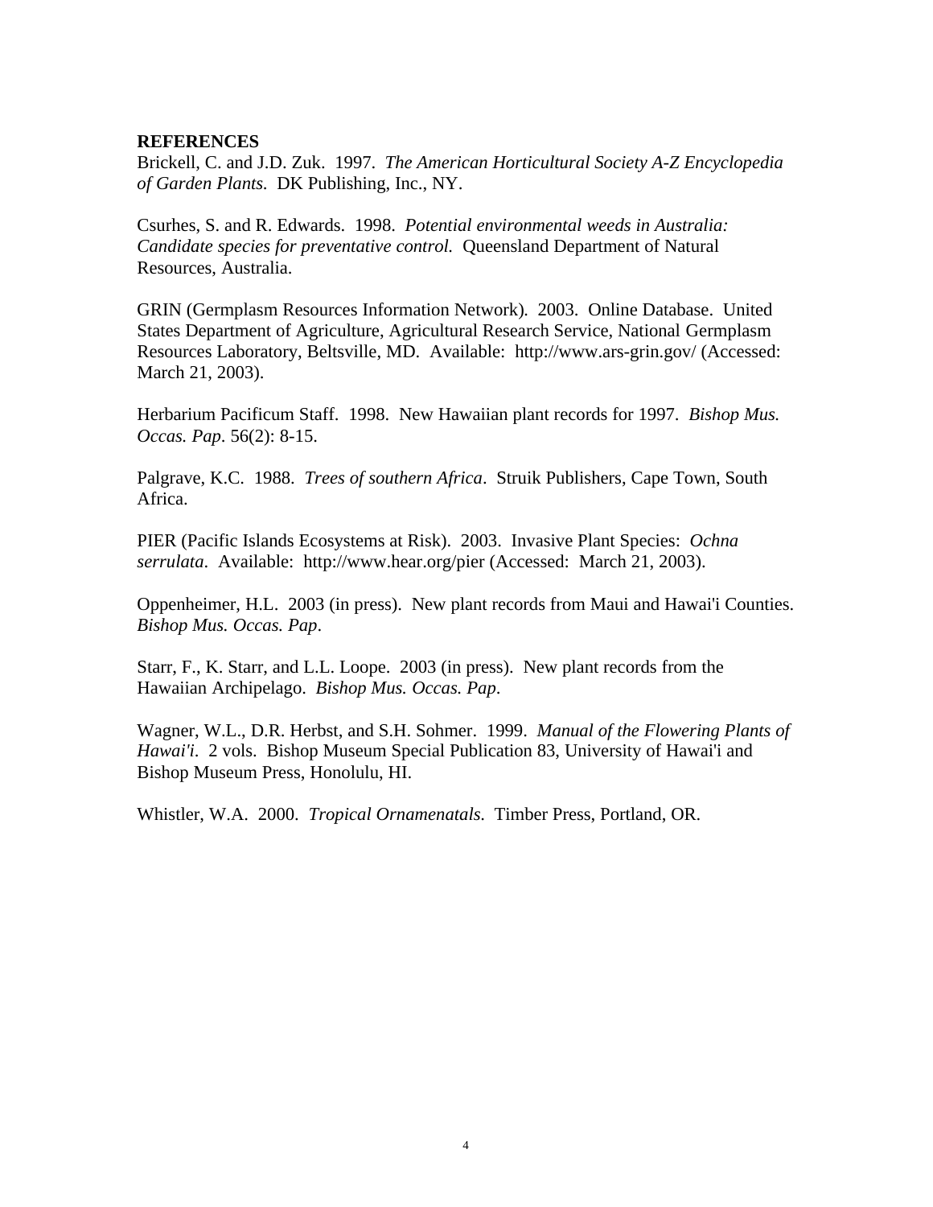**REFERENCES**

Brickell, C. and J.D. Zuk. 1997. *The American Horticultural Society A-Z Encyclopedia of Garden Plants.* DK Publishing, Inc., NY.

Csurhes, S. and R. Edwards. 1998. *Potential environmental weeds in Australia: Candidate species for preventative control.* Queensland Department of Natural Resources, Australia.

GRIN (Germplasm Resources Information Network). 2003. Online Database. United States Department of Agriculture, Agricultural Research Service, National Germplasm Resources Laboratory, Beltsville, MD. Available: http://www.ars-grin.gov/ (Accessed: March 21, 2003).

Herbarium Pacificum Staff. 1998. New Hawaiian plant records for 1997. *Bishop Mus. Occas. Pap*. 56(2): 8-15.

Palgrave, K.C. 1988. *Trees of southern Africa*. Struik Publishers, Cape Town, South Africa.

PIER (Pacific Islands Ecosystems at Risk). 2003. Invasive Plant Species: *Ochna serrulata*. Available: http://www.hear.org/pier (Accessed: March 21, 2003).

Oppenheimer, H.L. 2003 (in press). New plant records from Maui and Hawai'i Counties. *Bishop Mus. Occas. Pap*.

Starr, F., K. Starr, and L.L. Loope. 2003 (in press). New plant records from the Hawaiian Archipelago. *Bishop Mus. Occas. Pap*.

Wagner, W.L., D.R. Herbst, and S.H. Sohmer. 1999. *Manual of the Flowering Plants of Hawai'i*. 2 vols. Bishop Museum Special Publication 83, University of Hawai'i and Bishop Museum Press, Honolulu, HI.

Whistler, W.A. 2000. *Tropical Ornamenatals*. Timber Press, Portland, OR.